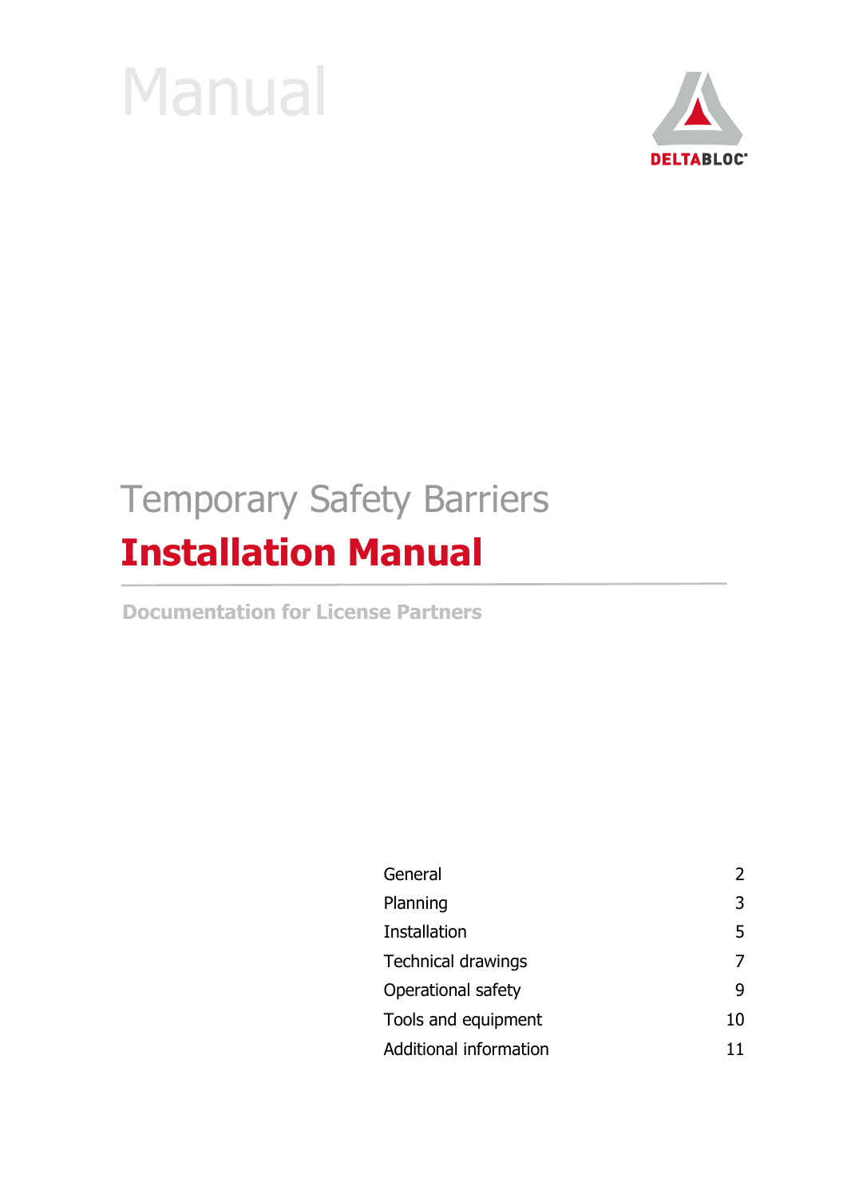Manual

DELTABLOC®

# Temporary Safety Barriers

## Installation Manual

**Documentation for License Partners**

| | |
|---|---|
| General | 2 |
| Planning | 3 |
| Installation | 5 |
| Technical drawings | 7 |
| Operational safety | 9 |
| Tools and equipment | 10 |
| Additional information | 11 |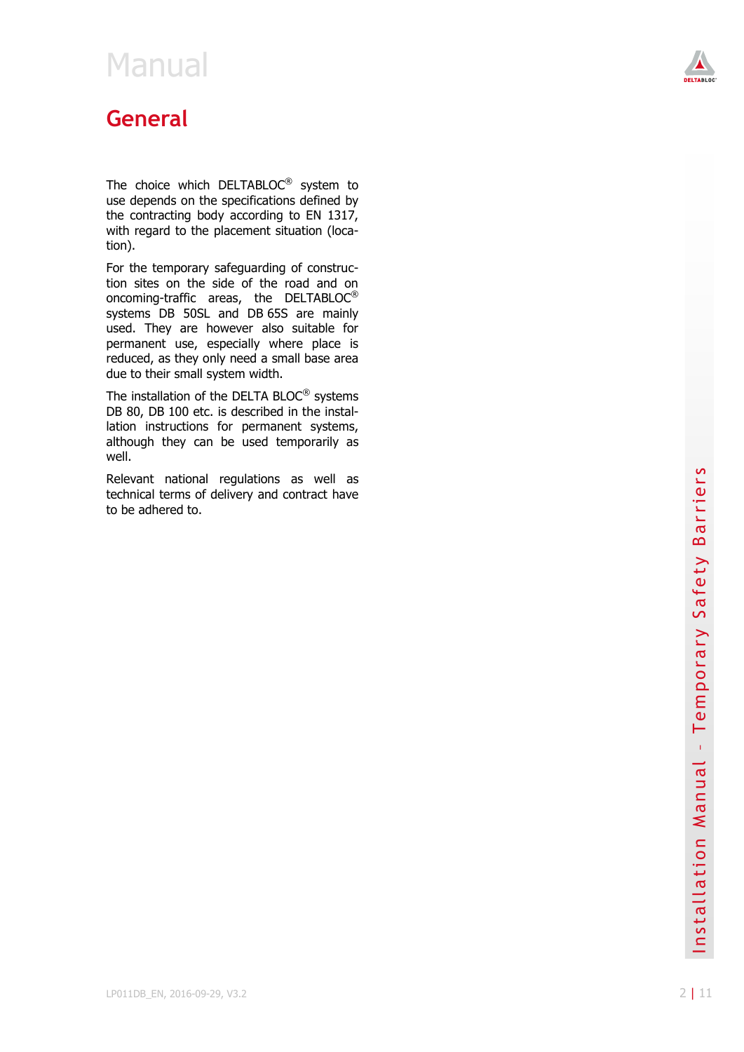# Manual

## General

The choice which DELTABLOC® system to use depends on the specifications defined by the contracting body according to EN 1317, with regard to the placement situation (location).

For the temporary safeguarding of construction sites on the side of the road and on oncoming-traffic areas, the DELTABLOC® systems DB 50SL and DB 65S are mainly used. They are however also suitable for permanent use, especially where place is reduced, as they only need a small base area due to their small system width.

The installation of the DELTA BLOC® systems DB 80, DB 100 etc. is described in the installation instructions for permanent systems, although they can be used temporarily as well.

Relevant national regulations as well as technical terms of delivery and contract have to be adhered to.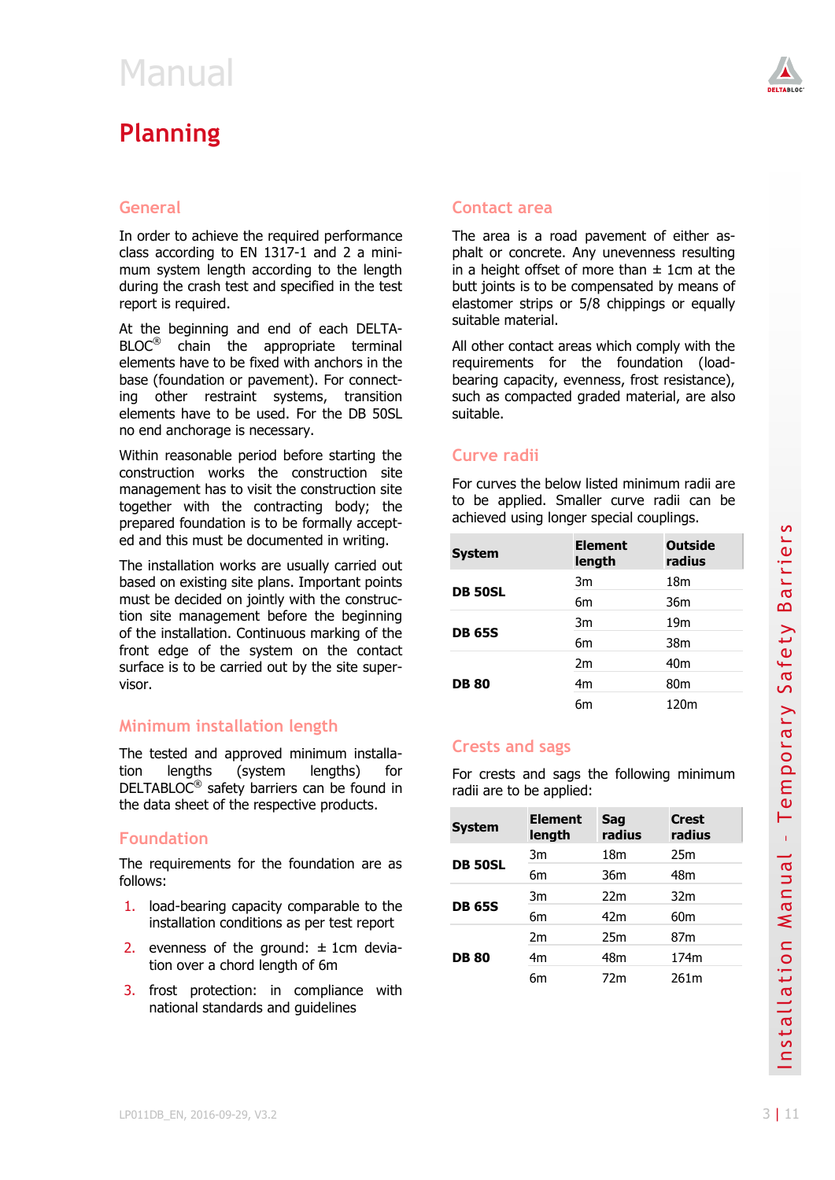# Manual

## Planning

### General

In order to achieve the required performance class according to EN 1317-1 and 2 a minimum system length according to the length during the crash test and specified in the test report is required.

At the beginning and end of each DELTABLOC® chain the appropriate terminal elements have to be fixed with anchors in the base (foundation or pavement). For connecting other restraint systems, transition elements have to be used. For the DB 50SL no end anchorage is necessary.

Within reasonable period before starting the construction works the construction site management has to visit the construction site together with the contracting body; the prepared foundation is to be formally accepted and this must be documented in writing.

The installation works are usually carried out based on existing site plans. Important points must be decided on jointly with the construction site management before the beginning of the installation. Continuous marking of the front edge of the system on the contact surface is to be carried out by the site supervisor.

### Minimum installation length

The tested and approved minimum installation lengths (system lengths) for DELTABLOC® safety barriers can be found in the data sheet of the respective products.

### Foundation

The requirements for the foundation are as follows:

1. load-bearing capacity comparable to the installation conditions as per test report
2. evenness of the ground: ± 1cm deviation over a chord length of 6m
3. frost protection: in compliance with national standards and guidelines

### Contact area

The area is a road pavement of either asphalt or concrete. Any unevenness resulting in a height offset of more than ± 1cm at the butt joints is to be compensated by means of elastomer strips or 5/8 chippings or equally suitable material.

All other contact areas which comply with the requirements for the foundation (load-bearing capacity, evenness, frost resistance), such as compacted graded material, are also suitable.

### Curve radii

For curves the below listed minimum radii are to be applied. Smaller curve radii can be achieved using longer special couplings.

| System | Element length | Outside radius |
|---|---|---|
| **DB 50SL** | 3m | 18m |
| | 6m | 36m |
| **DB 65S** | 3m | 19m |
| | 6m | 38m |
| **DB 80** | 2m | 40m |
| | 4m | 80m |
| | 6m | 120m |

### Crests and sags

For crests and sags the following minimum radii are to be applied:

| System | Element length | Sag radius | Crest radius |
|---|---|---|---|
| **DB 50SL** | 3m | 18m | 25m |
| | 6m | 36m | 48m |
| **DB 65S** | 3m | 22m | 32m |
| | 6m | 42m | 60m |
| **DB 80** | 2m | 25m | 87m |
| | 4m | 48m | 174m |
| | 6m | 72m | 261m |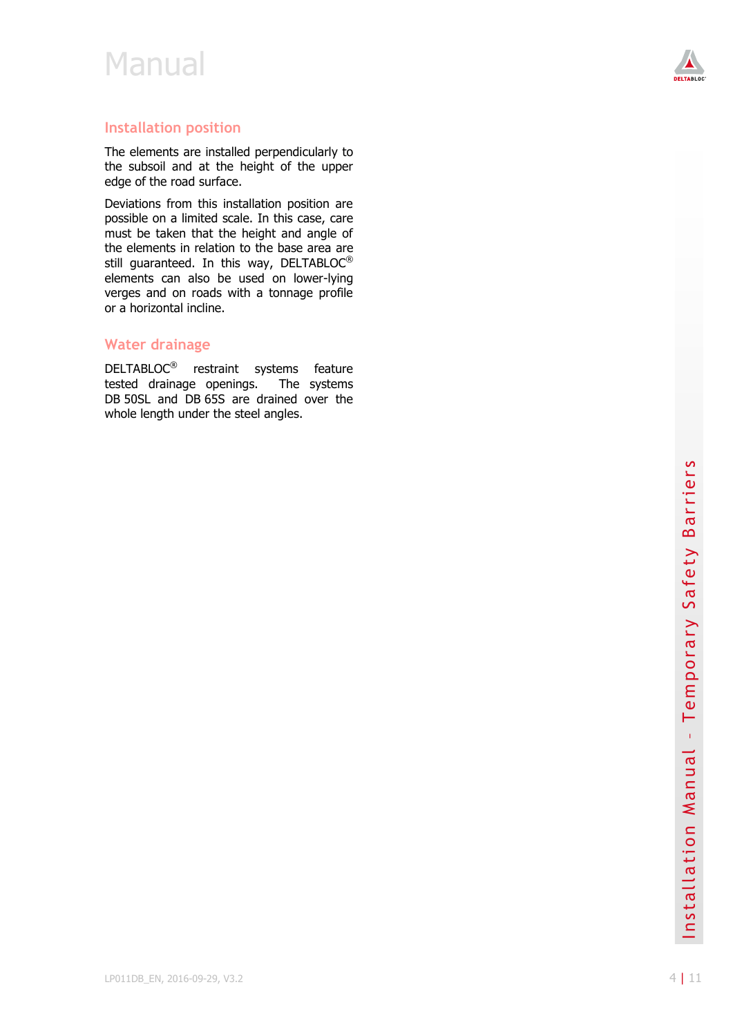## Installation position

The elements are installed perpendicularly to the subsoil and at the height of the upper edge of the road surface.

Deviations from this installation position are possible on a limited scale. In this case, care must be taken that the height and angle of the elements in relation to the base area are still guaranteed. In this way, DELTABLOC® elements can also be used on lower-lying verges and on roads with a tonnage profile or a horizontal incline.

## Water drainage

DELTABLOC® restraint systems feature tested drainage openings. The systems DB 50SL and DB 65S are drained over the whole length under the steel angles.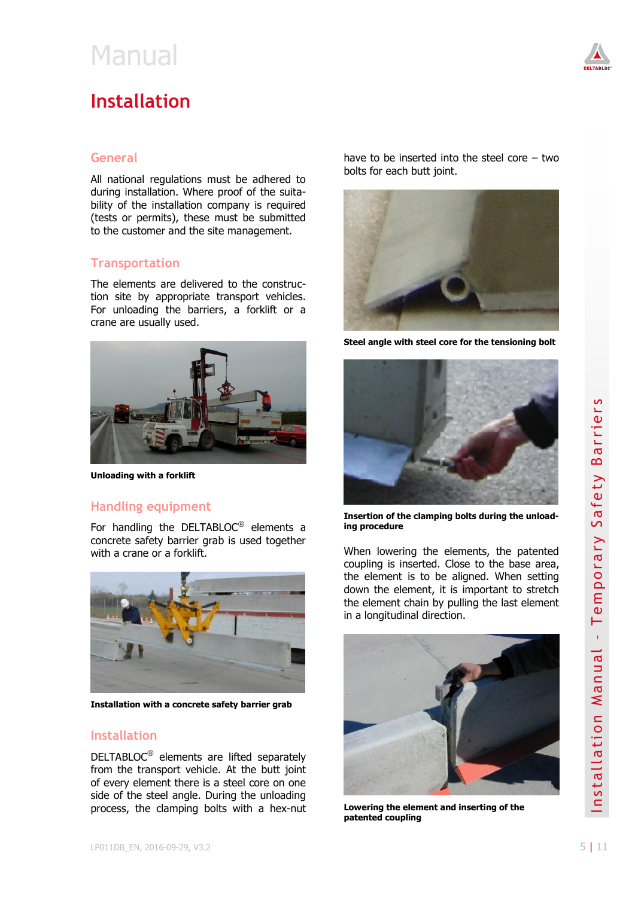# Manual

## Installation

### General

All national regulations must be adhered to during installation. Where proof of the suitability of the installation company is required (tests or permits), these must be submitted to the customer and the site management.

### Transportation

The elements are delivered to the construction site by appropriate transport vehicles. For unloading the barriers, a forklift or a crane are usually used.

**Unloading with a forklift**

### Handling equipment

For handling the DELTABLOC® elements a concrete safety barrier grab is used together with a crane or a forklift.

**Installation with a concrete safety barrier grab**

### Installation

DELTABLOC® elements are lifted separately from the transport vehicle. At the butt joint of every element there is a steel core on one side of the steel angle. During the unloading process, the clamping bolts with a hex-nut have to be inserted into the steel core – two bolts for each butt joint.

**Steel angle with steel core for the tensioning bolt**

**Insertion of the clamping bolts during the unloading procedure**

When lowering the elements, the patented coupling is inserted. Close to the base area, the element is to be aligned. When setting down the element, it is important to stretch the element chain by pulling the last element in a longitudinal direction.

**Lowering the element and inserting of the patented coupling**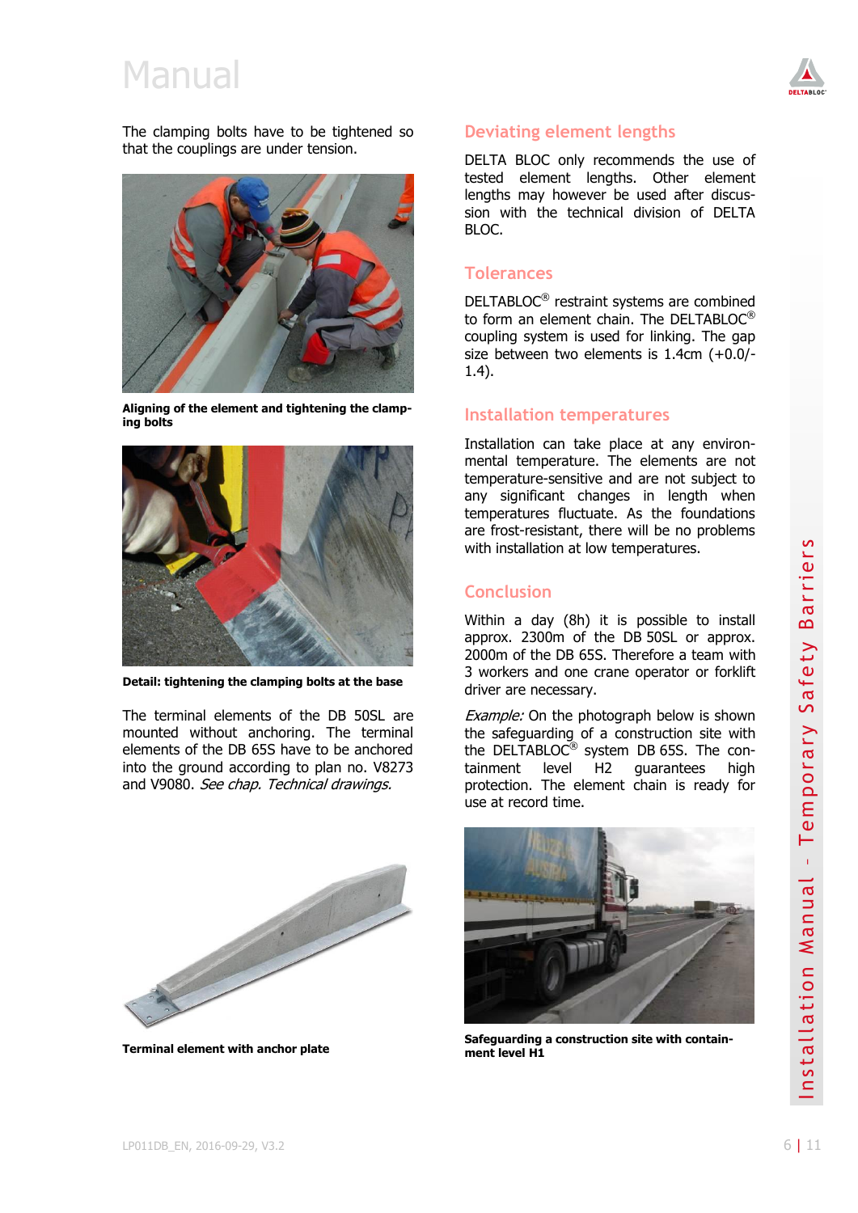# Manual

The clamping bolts have to be tightened so that the couplings are under tension.

**Aligning of the element and tightening the clamping bolts**

**Detail: tightening the clamping bolts at the base**

The terminal elements of the DB 50SL are mounted without anchoring. The terminal elements of the DB 65S have to be anchored into the ground according to plan no. V8273 and V9080. *See chap. Technical drawings.*

**Terminal element with anchor plate**

## Deviating element lengths

DELTA BLOC only recommends the use of tested element lengths. Other element lengths may however be used after discussion with the technical division of DELTA BLOC.

## Tolerances

DELTABLOC® restraint systems are combined to form an element chain. The DELTABLOC® coupling system is used for linking. The gap size between two elements is 1.4cm (+0.0/-1.4).

## Installation temperatures

Installation can take place at any environmental temperature. The elements are not temperature-sensitive and are not subject to any significant changes in length when temperatures fluctuate. As the foundations are frost-resistant, there will be no problems with installation at low temperatures.

## Conclusion

Within a day (8h) it is possible to install approx. 2300m of the DB 50SL or approx. 2000m of the DB 65S. Therefore a team with 3 workers and one crane operator or forklift driver are necessary.

*Example:* On the photograph below is shown the safeguarding of a construction site with the DELTABLOC® system DB 65S. The containment level H2 guarantees high protection. The element chain is ready for use at record time.

**Safeguarding a construction site with containment level H1**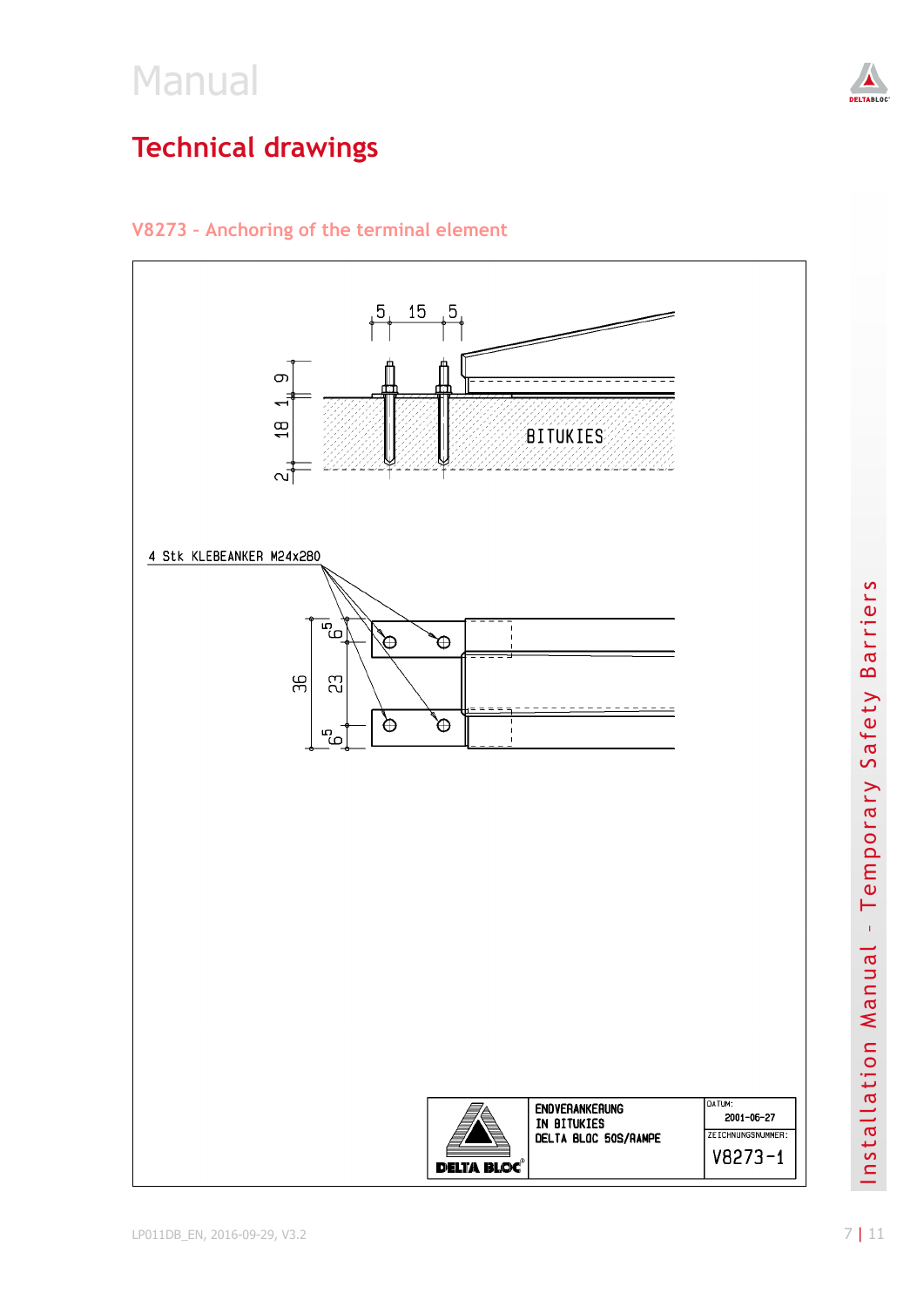# Technical drawings

## V8273 – Anchoring of the terminal element

5 15 5

9
1
18
2

BITUKIES

4 Stk KLEBEANKER M24x280

6,5
36
23
6,5

| | ENDVERANKERUNG IN BITUKIES DELTA BLOC 50S/RAMPE | DATUM: 2001-06-27 |
|---|---|---|
| DELTA BLOC® | | ZEICHNUNGSNUMMER: V8273-1 |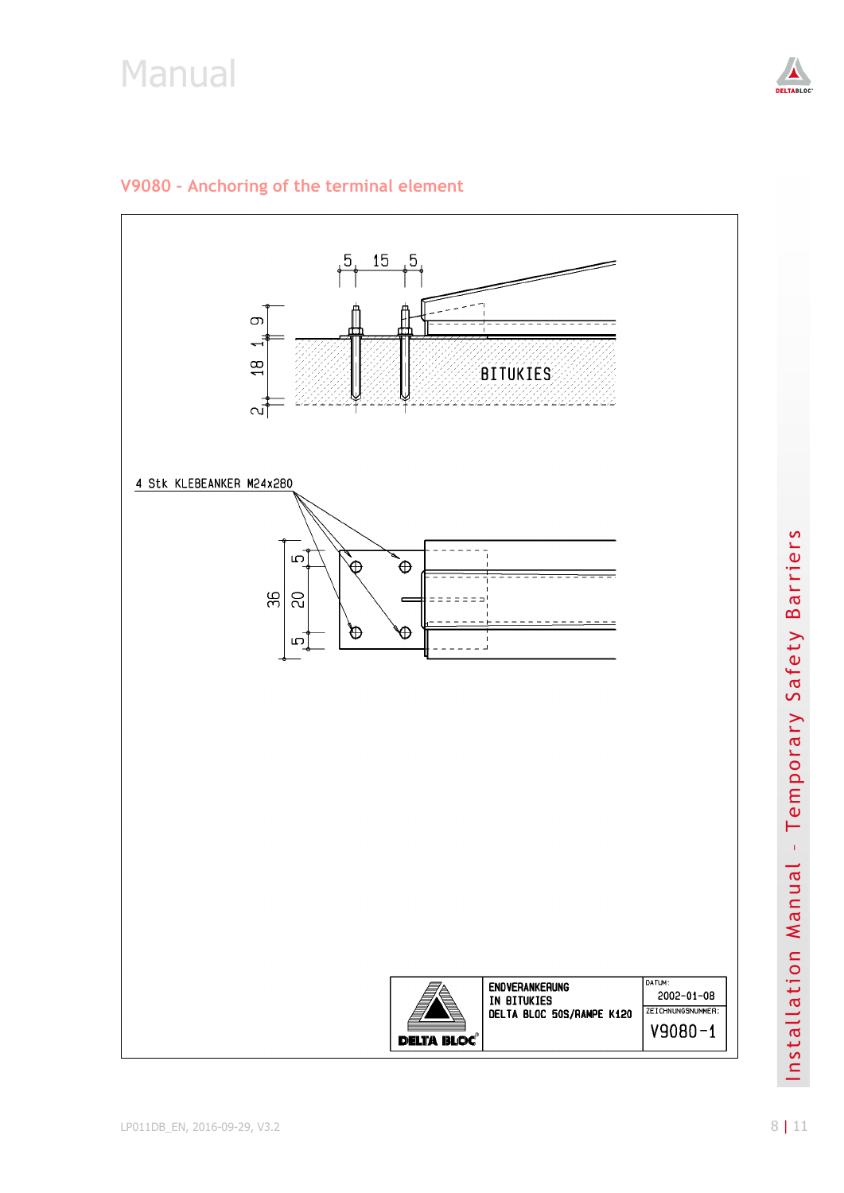## V9080 - Anchoring of the terminal element

5 15 5

9 1 18 2

BITUKIES

4 Stk KLEBEANKER M24x280

36 5 20 5

| | ENDVERANKERUNG IN BITUKIES DELTA BLOC 50S/RAMPE K120 | DATUM: 2002-01-08 |
|---|---|---|
| DELTA BLOC® | | ZEICHNUNGSNUMMER: V9080-1 |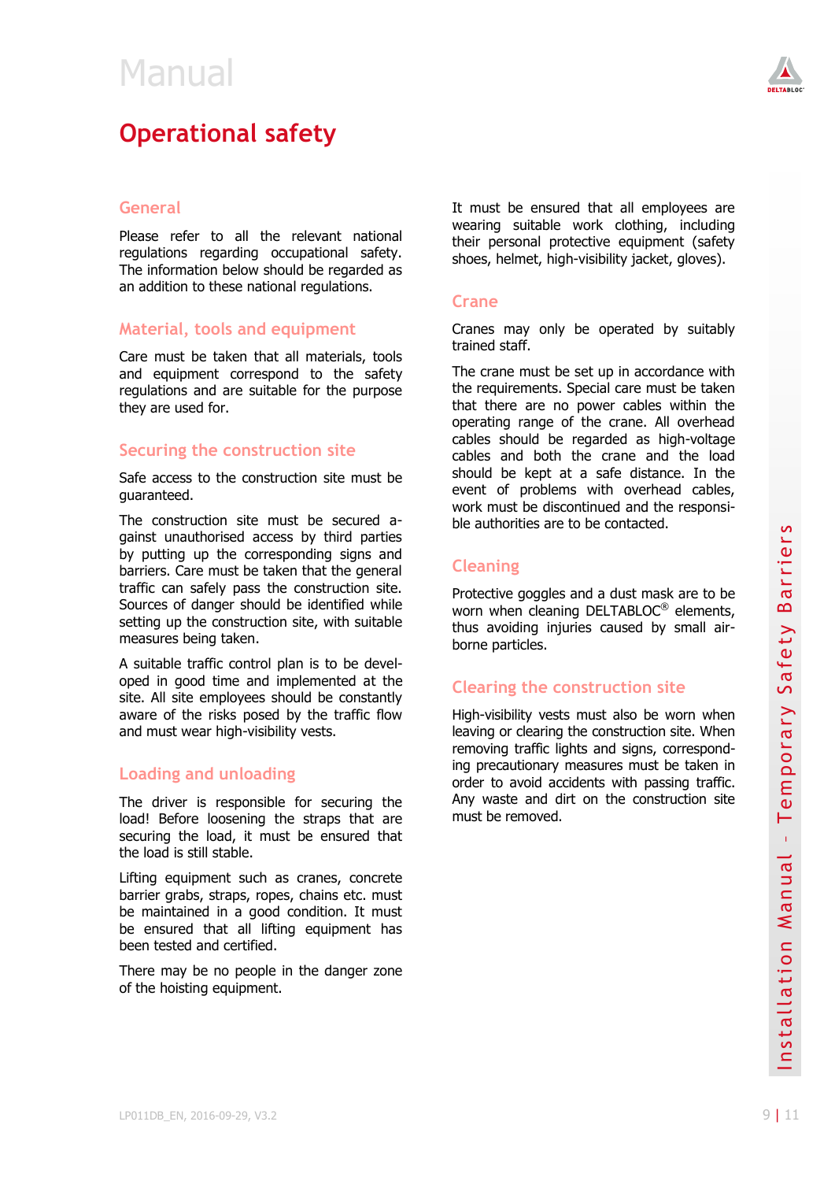# Manual

## Operational safety

### General

Please refer to all the relevant national regulations regarding occupational safety. The information below should be regarded as an addition to these national regulations.

### Material, tools and equipment

Care must be taken that all materials, tools and equipment correspond to the safety regulations and are suitable for the purpose they are used for.

### Securing the construction site

Safe access to the construction site must be guaranteed.

The construction site must be secured against unauthorised access by third parties by putting up the corresponding signs and barriers. Care must be taken that the general traffic can safely pass the construction site. Sources of danger should be identified while setting up the construction site, with suitable measures being taken.

A suitable traffic control plan is to be developed in good time and implemented at the site. All site employees should be constantly aware of the risks posed by the traffic flow and must wear high-visibility vests.

### Loading and unloading

The driver is responsible for securing the load! Before loosening the straps that are securing the load, it must be ensured that the load is still stable.

Lifting equipment such as cranes, concrete barrier grabs, straps, ropes, chains etc. must be maintained in a good condition. It must be ensured that all lifting equipment has been tested and certified.

There may be no people in the danger zone of the hoisting equipment.

It must be ensured that all employees are wearing suitable work clothing, including their personal protective equipment (safety shoes, helmet, high-visibility jacket, gloves).

### Crane

Cranes may only be operated by suitably trained staff.

The crane must be set up in accordance with the requirements. Special care must be taken that there are no power cables within the operating range of the crane. All overhead cables should be regarded as high-voltage cables and both the crane and the load should be kept at a safe distance. In the event of problems with overhead cables, work must be discontinued and the responsible authorities are to be contacted.

### Cleaning

Protective goggles and a dust mask are to be worn when cleaning DELTABLOC® elements, thus avoiding injuries caused by small airborne particles.

### Clearing the construction site

High-visibility vests must also be worn when leaving or clearing the construction site. When removing traffic lights and signs, corresponding precautionary measures must be taken in order to avoid accidents with passing traffic. Any waste and dirt on the construction site must be removed.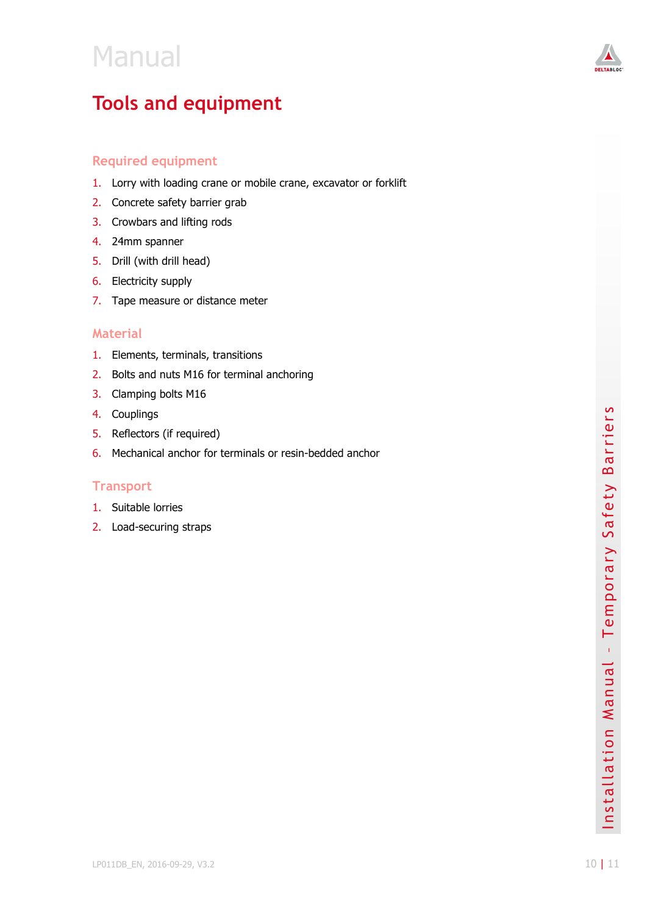# Tools and equipment

## Required equipment

1. Lorry with loading crane or mobile crane, excavator or forklift
2. Concrete safety barrier grab
3. Crowbars and lifting rods
4. 24mm spanner
5. Drill (with drill head)
6. Electricity supply
7. Tape measure or distance meter

## Material

1. Elements, terminals, transitions
2. Bolts and nuts M16 for terminal anchoring
3. Clamping bolts M16
4. Couplings
5. Reflectors (if required)
6. Mechanical anchor for terminals or resin-bedded anchor

## Transport

1. Suitable lorries
2. Load-securing straps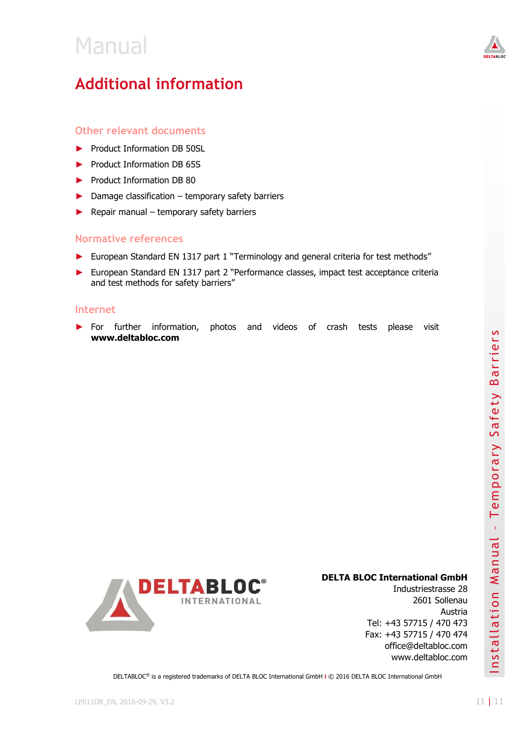# Additional information

## Other relevant documents

- Product Information DB 50SL
- Product Information DB 65S
- Product Information DB 80
- Damage classification – temporary safety barriers
- Repair manual – temporary safety barriers

## Normative references

- European Standard EN 1317 part 1 "Terminology and general criteria for test methods"
- European Standard EN 1317 part 2 "Performance classes, impact test acceptance criteria and test methods for safety barriers"

## Internet

- For further information, photos and videos of crash tests please visit **www.deltabloc.com**

**DELTA BLOC International GmbH**
Industriestrasse 28
2601 Sollenau
Austria
Tel: +43 57715 / 470 473
Fax: +43 57715 / 470 474
office@deltabloc.com
www.deltabloc.com

DELTABLOC® is a registered trademarks of DELTA BLOC International GmbH | © 2016 DELTA BLOC International GmbH